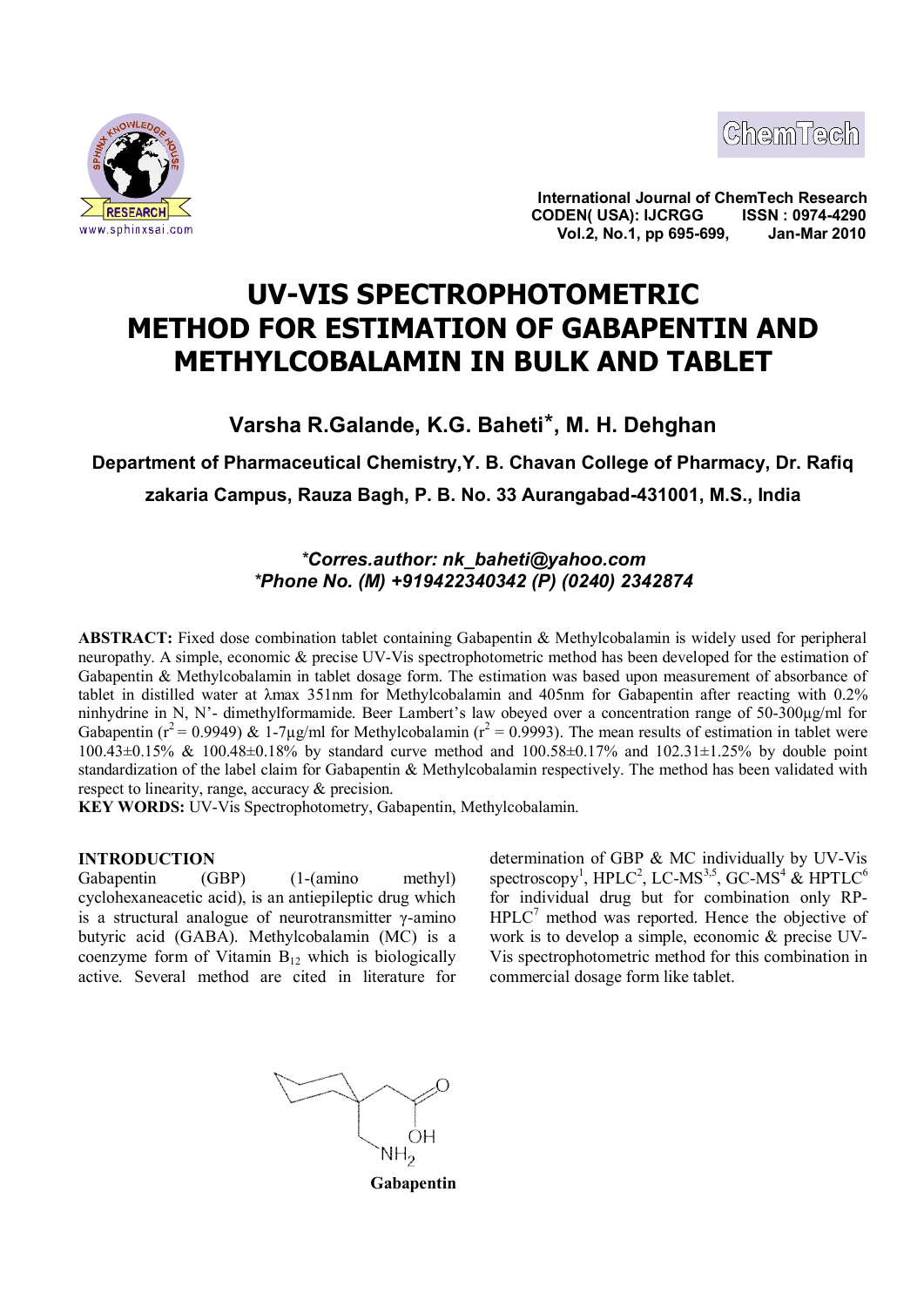International Journal of ChemTech Research
CODEN( USA): IJCRGG ISSN : 0974-4290
Vol.2, No.1, pp 695-699, Jan-Mar 2010

# UV-VIS SPECTROPHOTOMETRIC METHOD FOR ESTIMATION OF GABAPENTIN AND METHYLCOBALAMIN IN BULK AND TABLET

**Varsha R.Galande, K.G. Baheti*, M. H. Dehghan**

**Department of Pharmaceutical Chemistry,Y. B. Chavan College of Pharmacy, Dr. Rafiq zakaria Campus, Rauza Bagh, P. B. No. 33 Aurangabad-431001, M.S., India**

***Corres.author: nk_baheti@yahoo.com***
***Phone No. (M) +919422340342 (P) (0240) 2342874***

**ABSTRACT:** Fixed dose combination tablet containing Gabapentin & Methylcobalamin is widely used for peripheral neuropathy. A simple, economic & precise UV-Vis spectrophotometric method has been developed for the estimation of Gabapentin & Methylcobalamin in tablet dosage form. The estimation was based upon measurement of absorbance of tablet in distilled water at λmax 351nm for Methylcobalamin and 405nm for Gabapentin after reacting with 0.2% ninhydrine in N, N'- dimethylformamide. Beer Lambert's law obeyed over a concentration range of 50-300µg/ml for Gabapentin ($r^2$ = 0.9949) & 1-7µg/ml for Methylcobalamin ($r^2$ = 0.9993). The mean results of estimation in tablet were 100.43±0.15% & 100.48±0.18% by standard curve method and 100.58±0.17% and 102.31±1.25% by double point standardization of the label claim for Gabapentin & Methylcobalamin respectively. The method has been validated with respect to linearity, range, accuracy & precision.

**KEY WORDS:** UV-Vis Spectrophotometry, Gabapentin, Methylcobalamin.

## INTRODUCTION

Gabapentin (GBP) (1-(amino methyl) cyclohexaneacetic acid), is an antiepileptic drug which is a structural analogue of neurotransmitter γ-amino butyric acid (GABA). Methylcobalamin (MC) is a coenzyme form of Vitamin $B_{12}$ which is biologically active. Several method are cited in literature for determination of GBP & MC individually by UV-Vis spectroscopy[1], HPLC[2], LC-MS[3,5], GC-MS[4] & HPTLC[6] for individual drug but for combination only RP-HPLC[7] method was reported. Hence the objective of work is to develop a simple, economic & precise UV-Vis spectrophotometric method for this combination in commercial dosage form like tablet.

**Gabapentin**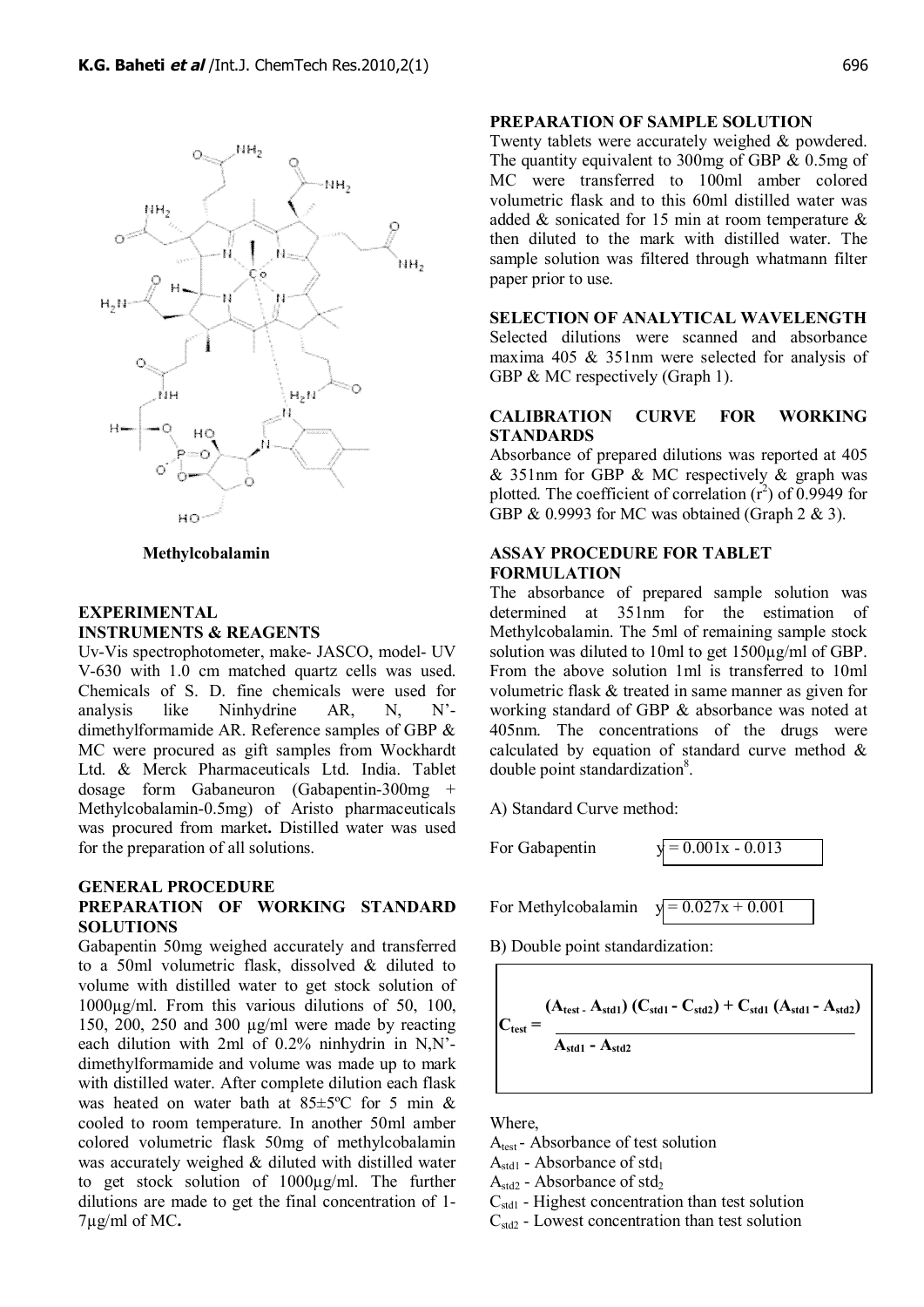**Methylcobalamin**

## EXPERIMENTAL

### INSTRUMENTS & REAGENTS

Uv-Vis spectrophotometer, make- JASCO, model- UV V-630 with 1.0 cm matched quartz cells was used. Chemicals of S. D. fine chemicals were used for analysis like Ninhydrine AR, N, N'-dimethylformamide AR. Reference samples of GBP & MC were procured as gift samples from Wockhardt Ltd. & Merck Pharmaceuticals Ltd. India. Tablet dosage form Gabaneuron (Gabapentin-300mg + Methylcobalamin-0.5mg) of Aristo pharmaceuticals was procured from market**.** Distilled water was used for the preparation of all solutions.

### GENERAL PROCEDURE

### PREPARATION OF WORKING STANDARD SOLUTIONS

Gabapentin 50mg weighed accurately and transferred to a 50ml volumetric flask, dissolved & diluted to volume with distilled water to get stock solution of 1000µg/ml. From this various dilutions of 50, 100, 150, 200, 250 and 300 µg/ml were made by reacting each dilution with 2ml of 0.2% ninhydrin in N,N'-dimethylformamide and volume was made up to mark with distilled water. After complete dilution each flask was heated on water bath at 85±5ºC for 5 min & cooled to room temperature. In another 50ml amber colored volumetric flask 50mg of methylcobalamin was accurately weighed & diluted with distilled water to get stock solution of 1000µg/ml. The further dilutions are made to get the final concentration of 1-7µg/ml of MC**.**

### PREPARATION OF SAMPLE SOLUTION

Twenty tablets were accurately weighed & powdered. The quantity equivalent to 300mg of GBP & 0.5mg of MC were transferred to 100ml amber colored volumetric flask and to this 60ml distilled water was added & sonicated for 15 min at room temperature & then diluted to the mark with distilled water. The sample solution was filtered through whatmann filter paper prior to use.

### SELECTION OF ANALYTICAL WAVELENGTH

Selected dilutions were scanned and absorbance maxima 405 & 351nm were selected for analysis of GBP & MC respectively (Graph 1).

### CALIBRATION CURVE FOR WORKING STANDARDS

Absorbance of prepared dilutions was reported at 405 & 351nm for GBP & MC respectively & graph was plotted. The coefficient of correlation ($r^2$) of 0.9949 for GBP & 0.9993 for MC was obtained (Graph 2 & 3).

### ASSAY PROCEDURE FOR TABLET FORMULATION

The absorbance of prepared sample solution was determined at 351nm for the estimation of Methylcobalamin. The 5ml of remaining sample stock solution was diluted to 10ml to get 1500µg/ml of GBP. From the above solution 1ml is transferred to 10ml volumetric flask & treated in same manner as given for working standard of GBP & absorbance was noted at 405nm. The concentrations of the drugs were calculated by equation of standard curve method & double point standardization[8].

A) Standard Curve method:

For Gabapentin $y = 0.001x - 0.013$

For Methylcobalamin $y = 0.027x + 0.001$

B) Double point standardization:

$$C_{test} = \frac{(A_{test} - A_{std1})(C_{std1} - C_{std2}) + C_{std1}(A_{std1} - A_{std2})}{A_{std1} - A_{std2}}$$

Where,

$A_{test}$ - Absorbance of test solution

$A_{std1}$ - Absorbance of $std_1$

$A_{std2}$ - Absorbance of $std_2$

$C_{std1}$ - Highest concentration than test solution

$C_{std2}$ - Lowest concentration than test solution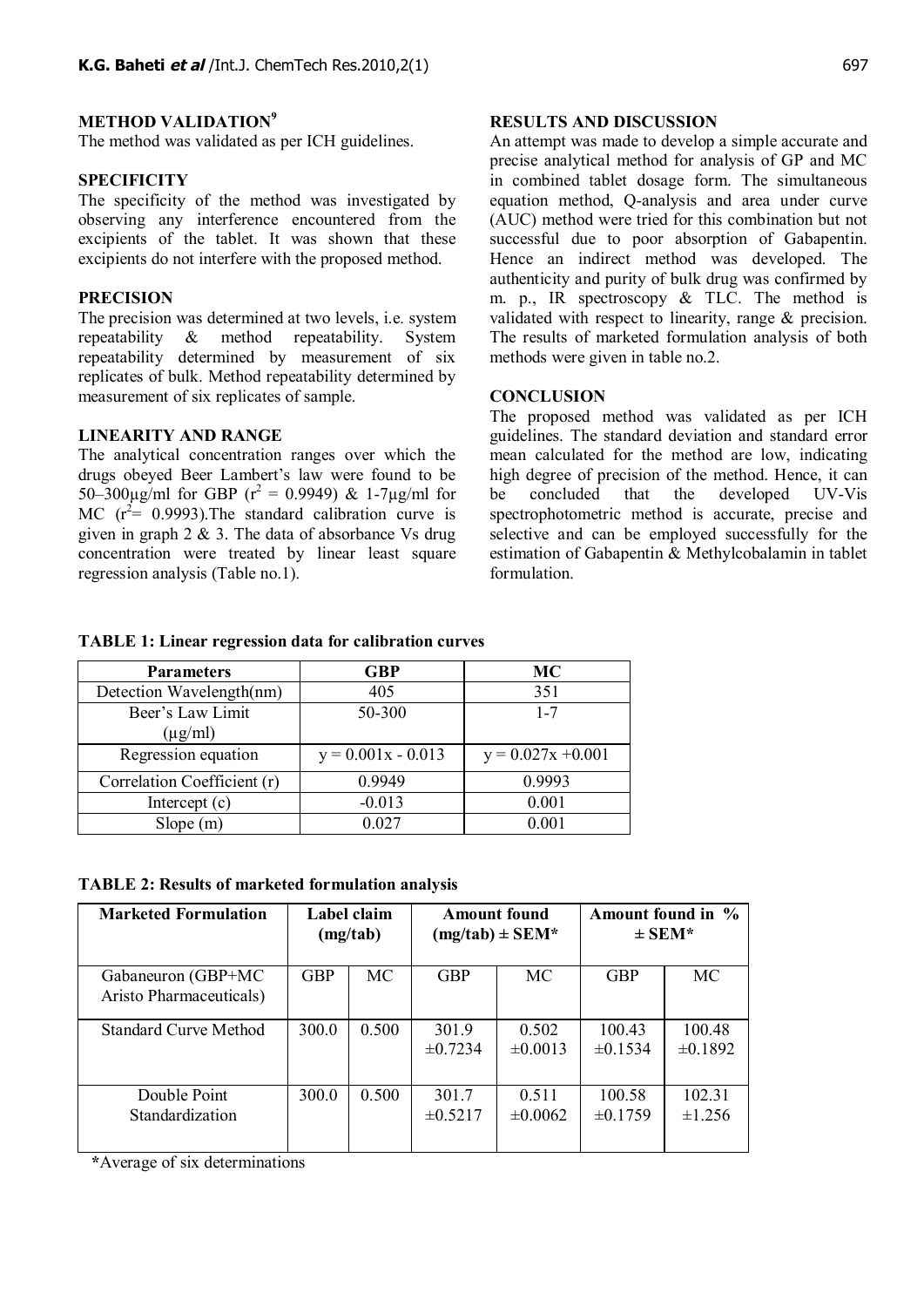## METHOD VALIDATION[9]

The method was validated as per ICH guidelines.

### SPECIFICITY

The specificity of the method was investigated by observing any interference encountered from the excipients of the tablet. It was shown that these excipients do not interfere with the proposed method.

### PRECISION

The precision was determined at two levels, i.e. system repeatability & method repeatability. System repeatability determined by measurement of six replicates of bulk. Method repeatability determined by measurement of six replicates of sample.

### LINEARITY AND RANGE

The analytical concentration ranges over which the drugs obeyed Beer Lambert's law were found to be 50–300μg/ml for GBP ($r^2$ = 0.9949) & 1-7μg/ml for MC ($r^2$= 0.9993).The standard calibration curve is given in graph 2 & 3. The data of absorbance Vs drug concentration were treated by linear least square regression analysis (Table no.1).

## RESULTS AND DISCUSSION

An attempt was made to develop a simple accurate and precise analytical method for analysis of GP and MC in combined tablet dosage form. The simultaneous equation method, Q-analysis and area under curve (AUC) method were tried for this combination but not successful due to poor absorption of Gabapentin. Hence an indirect method was developed. The authenticity and purity of bulk drug was confirmed by m. p., IR spectroscopy & TLC. The method is validated with respect to linearity, range & precision. The results of marketed formulation analysis of both methods were given in table no.2.

## CONCLUSION

The proposed method was validated as per ICH guidelines. The standard deviation and standard error mean calculated for the method are low, indicating high degree of precision of the method. Hence, it can be concluded that the developed UV-Vis spectrophotometric method is accurate, precise and selective and can be employed successfully for the estimation of Gabapentin & Methylcobalamin in tablet formulation.

**TABLE 1: Linear regression data for calibration curves**

| Parameters | GBP | MC |
|---|---|---|
| Detection Wavelength(nm) | 405 | 351 |
| Beer's Law Limit (μg/ml) | 50-300 | 1-7 |
| Regression equation | y = 0.001x - 0.013 | y = 0.027x +0.001 |
| Correlation Coefficient (r) | 0.9949 | 0.9993 |
| Intercept (c) | -0.013 | 0.001 |
| Slope (m) | 0.027 | 0.001 |

**TABLE 2: Results of marketed formulation analysis**

| Marketed Formulation | Label claim (mg/tab) | | Amount found (mg/tab) ± SEM* | | Amount found in % ± SEM* | |
|---|---|---|---|---|---|---|
| Gabaneuron (GBP+MC Aristo Pharmaceuticals) | GBP | MC | GBP | MC | GBP | MC |
| Standard Curve Method | 300.0 | 0.500 | 301.9 ±0.7234 | 0.502 ±0.0013 | 100.43 ±0.1534 | 100.48 ±0.1892 |
| Double Point Standardization | 300.0 | 0.500 | 301.7 ±0.5217 | 0.511 ±0.0062 | 100.58 ±0.1759 | 102.31 ±1.256 |

*Average of six determinations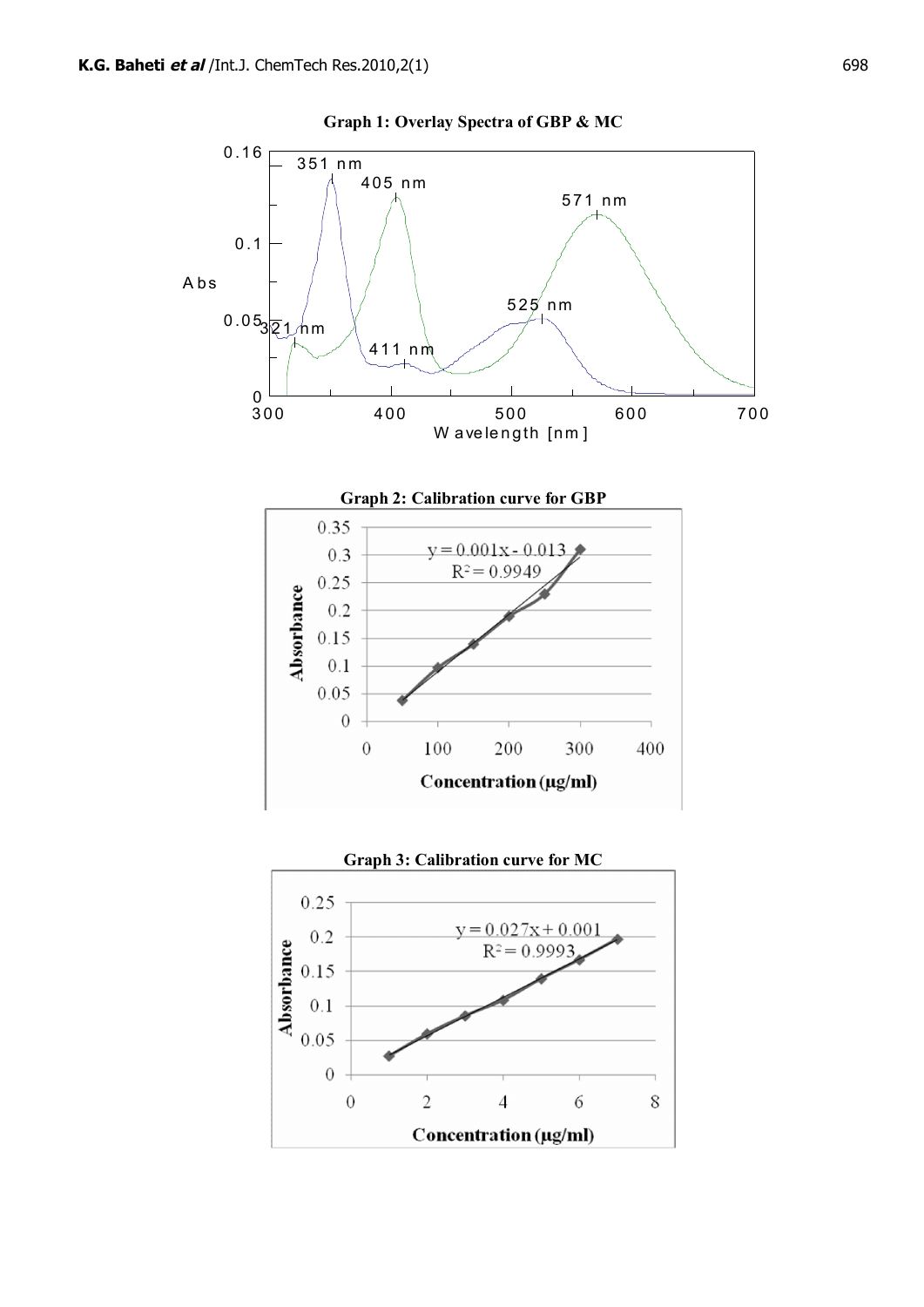**Graph 1: Overlay Spectra of GBP & MC**

**Graph 2: Calibration curve for GBP**

**Graph 3: Calibration curve for MC**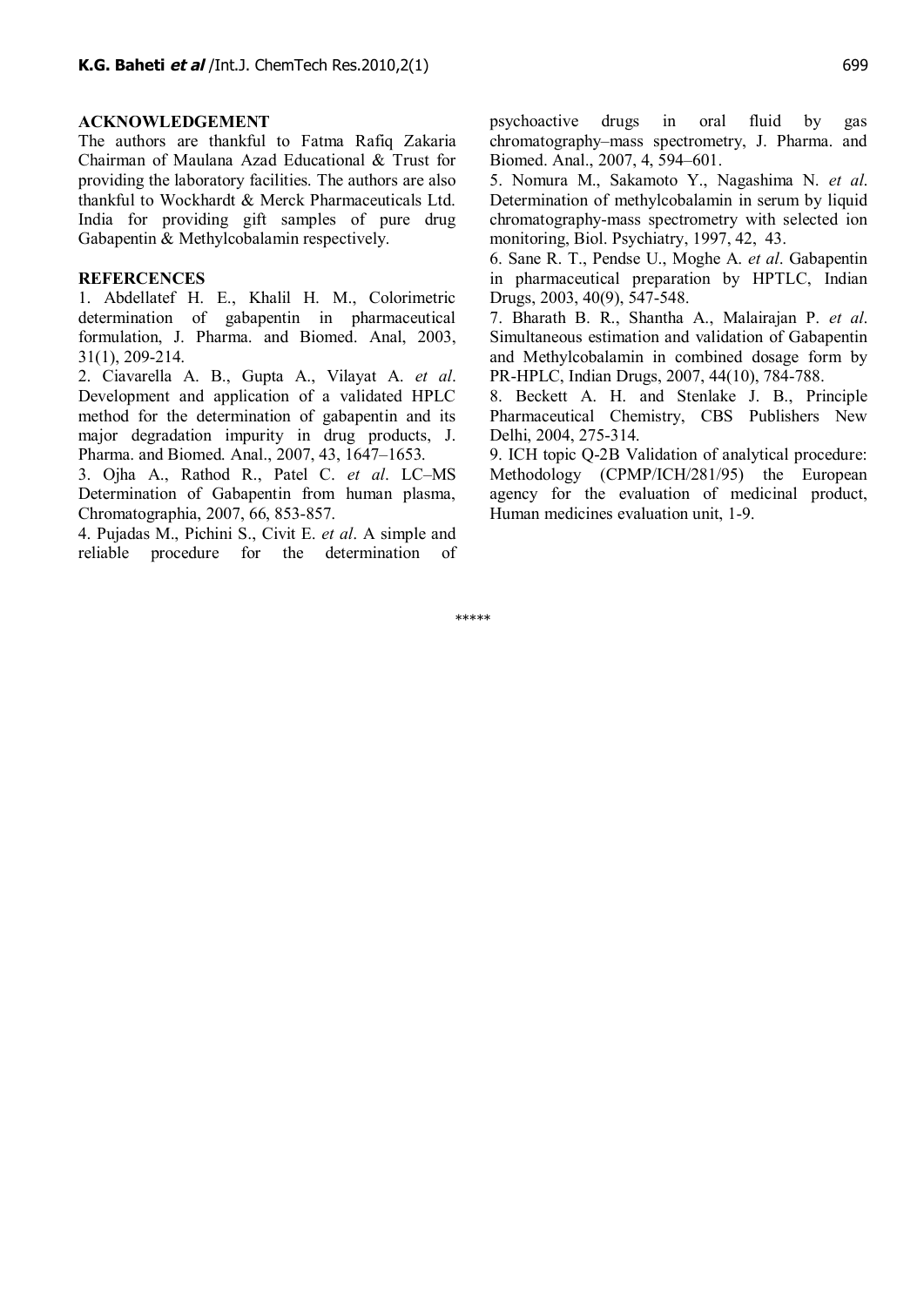## ACKNOWLEDGEMENT

The authors are thankful to Fatma Rafiq Zakaria Chairman of Maulana Azad Educational & Trust for providing the laboratory facilities. The authors are also thankful to Wockhardt & Merck Pharmaceuticals Ltd. India for providing gift samples of pure drug Gabapentin & Methylcobalamin respectively.

## REFERCENCES

1. Abdellatef H. E., Khalil H. M., Colorimetric determination of gabapentin in pharmaceutical formulation, J. Pharma. and Biomed. Anal, 2003, 31(1), 209-214.
2. Ciavarella A. B., Gupta A., Vilayat A. *et al*. Development and application of a validated HPLC method for the determination of gabapentin and its major degradation impurity in drug products, J. Pharma. and Biomed. Anal., 2007, 43, 1647–1653.
3. Ojha A., Rathod R., Patel C. *et al*. LC–MS Determination of Gabapentin from human plasma, Chromatographia, 2007, 66, 853-857.
4. Pujadas M., Pichini S., Civit E. *et al*. A simple and reliable procedure for the determination of psychoactive drugs in oral fluid by gas chromatography–mass spectrometry, J. Pharma. and Biomed. Anal., 2007, 4, 594–601.
5. Nomura M., Sakamoto Y., Nagashima N. *et al*. Determination of methylcobalamin in serum by liquid chromatography-mass spectrometry with selected ion monitoring, Biol. Psychiatry, 1997, 42, 43.
6. Sane R. T., Pendse U., Moghe A. *et al*. Gabapentin in pharmaceutical preparation by HPTLC, Indian Drugs, 2003, 40(9), 547-548.
7. Bharath B. R., Shantha A., Malairajan P. *et al*. Simultaneous estimation and validation of Gabapentin and Methylcobalamin in combined dosage form by PR-HPLC, Indian Drugs, 2007, 44(10), 784-788.
8. Beckett A. H. and Stenlake J. B., Principle Pharmaceutical Chemistry, CBS Publishers New Delhi, 2004, 275-314.
9. ICH topic Q-2B Validation of analytical procedure: Methodology (CPMP/ICH/281/95) the European agency for the evaluation of medicinal product, Human medicines evaluation unit, 1-9.

*****